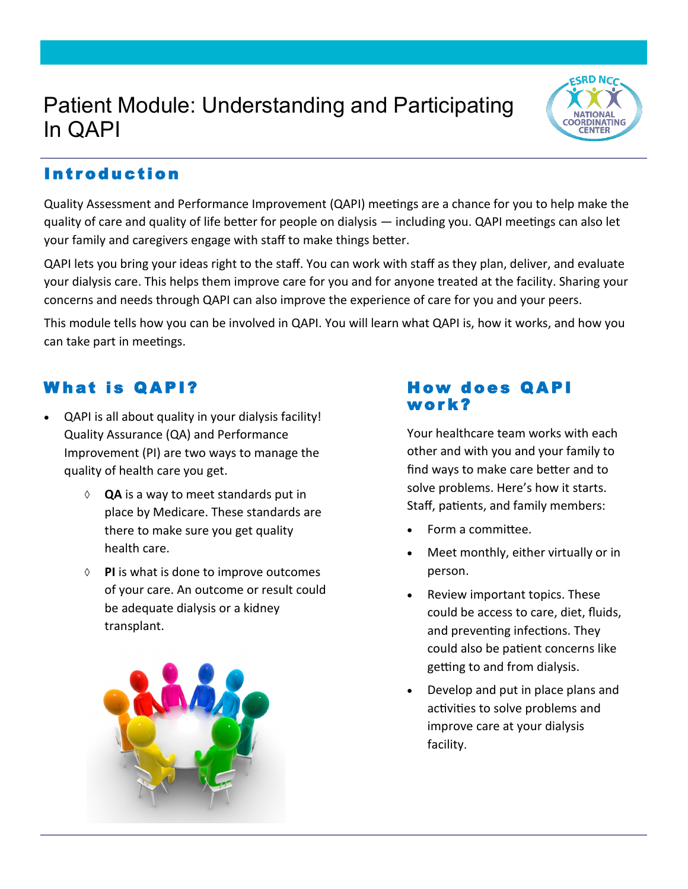# Patient Module: Understanding and Participating In QAPI

## Introduction

Quality Assessment and Performance Improvement (QAPI) meetings are a chance for you to help make the quality of care and quality of life better for people on dialysis — including you. QAPI meetings can also let your family and caregivers engage with staff to make things better.

QAPI lets you bring your ideas right to the staff. You can work with staff as they plan, deliver, and evaluate your dialysis care. This helps them improve care for you and for anyone treated at the facility. Sharing your concerns and needs through QAPI can also improve the experience of care for you and your peers.

This module tells how you can be involved in QAPI. You will learn what QAPI is, how it works, and how you can take part in meetings.

## What is QAPI?

- QAPI is all about quality in your dialysis facility! Quality Assurance (QA) and Performance Improvement (PI) are two ways to manage the quality of health care you get.
  - **QA** is a way to meet standards put in place by Medicare. These standards are there to make sure you get quality health care.
  - **PI** is what is done to improve outcomes of your care. An outcome or result could be adequate dialysis or a kidney transplant.

## How does QAPI work?

Your healthcare team works with each other and with you and your family to find ways to make care better and to solve problems. Here's how it starts. Staff, patients, and family members:

- Form a committee.
- Meet monthly, either virtually or in person.
- Review important topics. These could be access to care, diet, fluids, and preventing infections. They could also be patient concerns like getting to and from dialysis.
- Develop and put in place plans and activities to solve problems and improve care at your dialysis facility.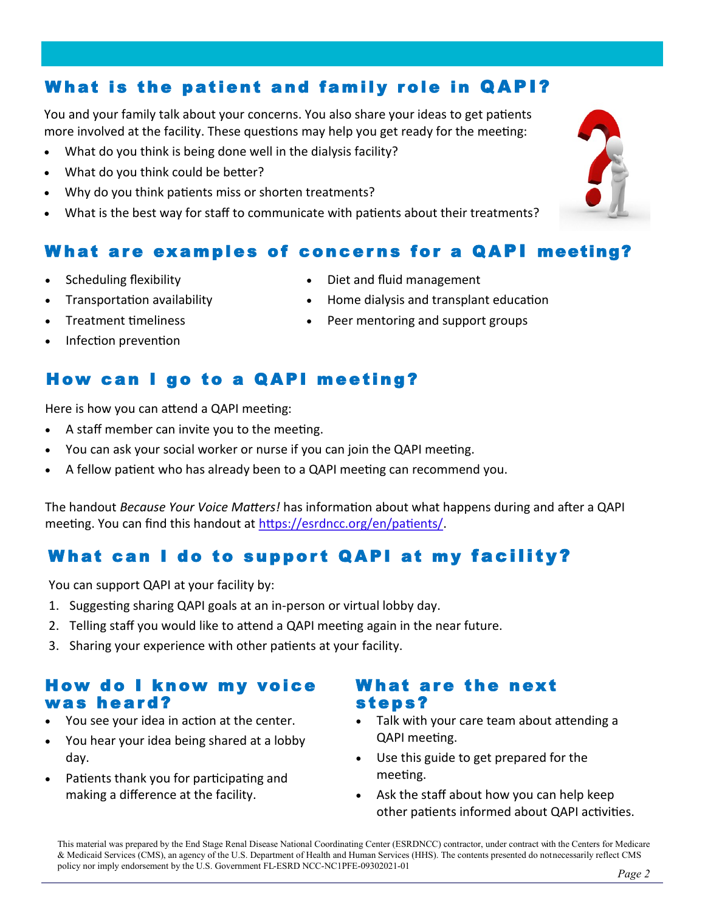## What is the patient and family role in QAPI?

You and your family talk about your concerns. You also share your ideas to get patients more involved at the facility. These questions may help you get ready for the meeting:

- What do you think is being done well in the dialysis facility?
- What do you think could be better?
- Why do you think patients miss or shorten treatments?
- What is the best way for staff to communicate with patients about their treatments?

## What are examples of concerns for a QAPI meeting?

- Scheduling flexibility
- Transportation availability
- Treatment timeliness
- Infection prevention
- Diet and fluid management
- Home dialysis and transplant education
- Peer mentoring and support groups

## How can I go to a QAPI meeting?

Here is how you can attend a QAPI meeting:

- A staff member can invite you to the meeting.
- You can ask your social worker or nurse if you can join the QAPI meeting.
- A fellow patient who has already been to a QAPI meeting can recommend you.

The handout *Because Your Voice Matters!* has information about what happens during and after a QAPI meeting. You can find this handout at https://esrdncc.org/en/patients/.

## What can I do to support QAPI at my facility?

You can support QAPI at your facility by:

1. Suggesting sharing QAPI goals at an in-person or virtual lobby day.
2. Telling staff you would like to attend a QAPI meeting again in the near future.
3. Sharing your experience with other patients at your facility.

## How do I know my voice was heard?

- You see your idea in action at the center.
- You hear your idea being shared at a lobby day.
- Patients thank you for participating and making a difference at the facility.

## What are the next steps?

- Talk with your care team about attending a QAPI meeting.
- Use this guide to get prepared for the meeting.
- Ask the staff about how you can help keep other patients informed about QAPI activities.

This material was prepared by the End Stage Renal Disease National Coordinating Center (ESRDNCC) contractor, under contract with the Centers for Medicare & Medicaid Services (CMS), an agency of the U.S. Department of Health and Human Services (HHS). The contents presented do notnecessarily reflect CMS policy nor imply endorsement by the U.S. Government FL-ESRD NCC-NC1PFE-09302021-01